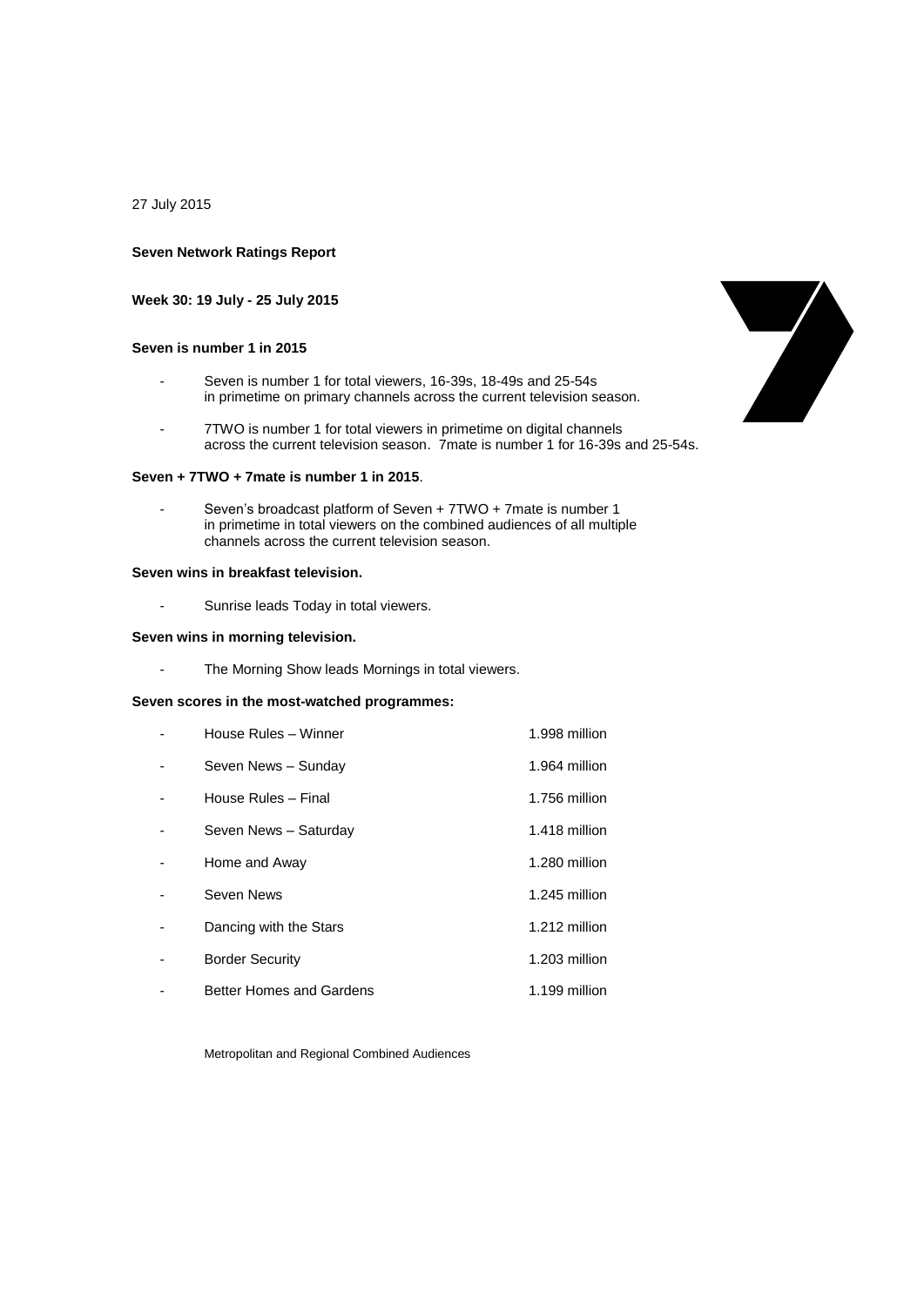27 July 2015

**Seven Network Ratings Report**

**Week 30: 19 July - 25 July 2015**

**Seven is number 1 in 2015**

- Seven is number 1 for total viewers, 16-39s, 18-49s and 25-54s in primetime on primary channels across the current television season.
- 7TWO is number 1 for total viewers in primetime on digital channels across the current television season. 7mate is number 1 for 16-39s and 25-54s.

**Seven + 7TWO + 7mate is number 1 in 2015**.

- Seven's broadcast platform of Seven + 7TWO + 7mate is number 1 in primetime in total viewers on the combined audiences of all multiple channels across the current television season.

**Seven wins in breakfast television.**

- Sunrise leads Today in total viewers.

**Seven wins in morning television.**

- The Morning Show leads Mornings in total viewers.

**Seven scores in the most-watched programmes:**

| | |
|---|---|
| House Rules – Winner | 1.998 million |
| Seven News – Sunday | 1.964 million |
| House Rules – Final | 1.756 million |
| Seven News – Saturday | 1.418 million |
| Home and Away | 1.280 million |
| Seven News | 1.245 million |
| Dancing with the Stars | 1.212 million |
| Border Security | 1.203 million |
| Better Homes and Gardens | 1.199 million |

Metropolitan and Regional Combined Audiences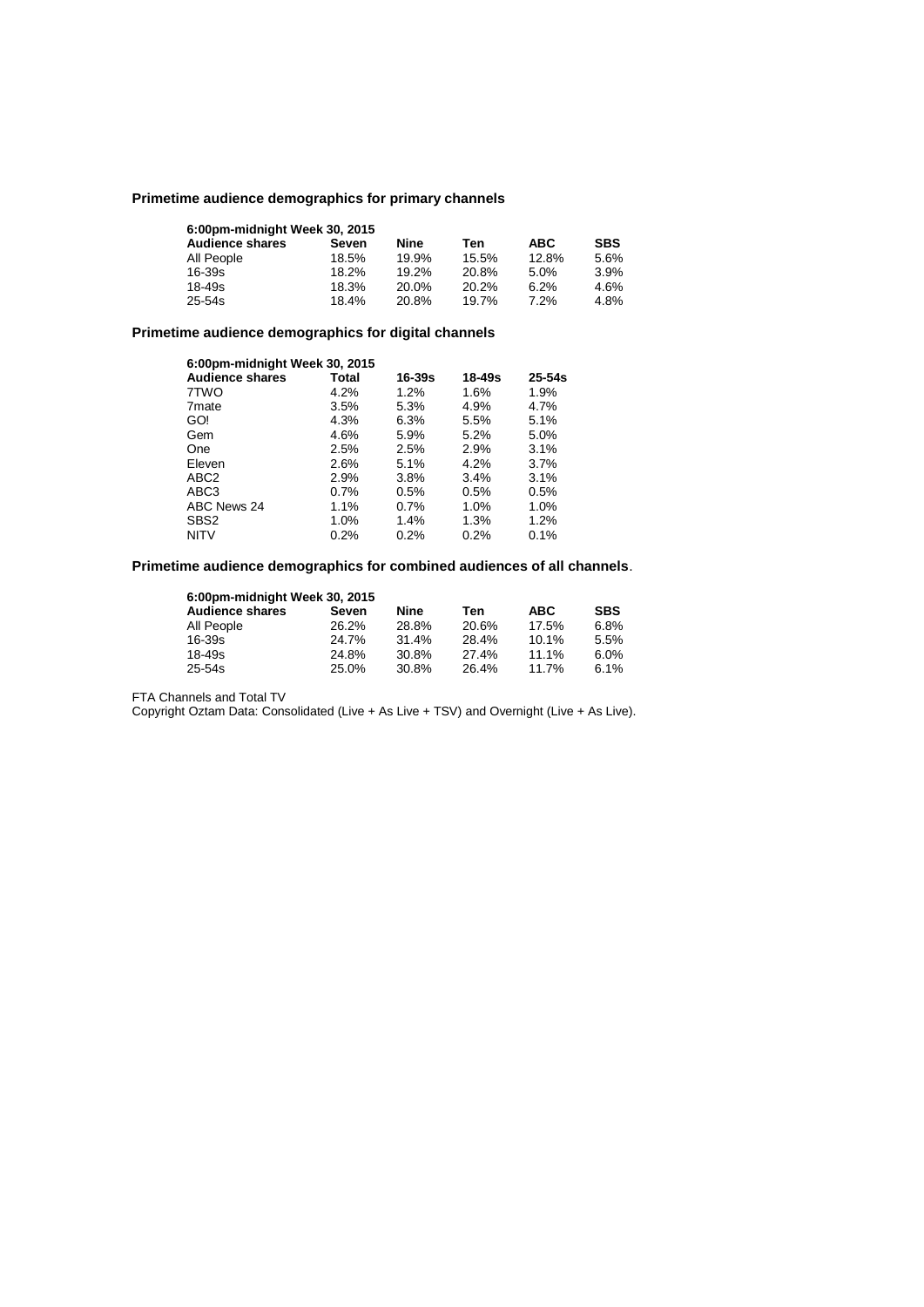**Primetime audience demographics for primary channels**

| 6:00pm-midnight Week 30, 2015 | | | | | |
|---|---|---|---|---|---|
| **Audience shares** | **Seven** | **Nine** | **Ten** | **ABC** | **SBS** |
| All People | 18.5% | 19.9% | 15.5% | 12.8% | 5.6% |
| 16-39s | 18.2% | 19.2% | 20.8% | 5.0% | 3.9% |
| 18-49s | 18.3% | 20.0% | 20.2% | 6.2% | 4.6% |
| 25-54s | 18.4% | 20.8% | 19.7% | 7.2% | 4.8% |

**Primetime audience demographics for digital channels**

| 6:00pm-midnight Week 30, 2015 | | | | |
|---|---|---|---|---|
| **Audience shares** | **Total** | **16-39s** | **18-49s** | **25-54s** |
| 7TWO | 4.2% | 1.2% | 1.6% | 1.9% |
| 7mate | 3.5% | 5.3% | 4.9% | 4.7% |
| GO! | 4.3% | 6.3% | 5.5% | 5.1% |
| Gem | 4.6% | 5.9% | 5.2% | 5.0% |
| One | 2.5% | 2.5% | 2.9% | 3.1% |
| Eleven | 2.6% | 5.1% | 4.2% | 3.7% |
| ABC2 | 2.9% | 3.8% | 3.4% | 3.1% |
| ABC3 | 0.7% | 0.5% | 0.5% | 0.5% |
| ABC News 24 | 1.1% | 0.7% | 1.0% | 1.0% |
| SBS2 | 1.0% | 1.4% | 1.3% | 1.2% |
| NITV | 0.2% | 0.2% | 0.2% | 0.1% |

**Primetime audience demographics for combined audiences of all channels**.

| 6:00pm-midnight Week 30, 2015 | | | | | |
|---|---|---|---|---|---|
| **Audience shares** | **Seven** | **Nine** | **Ten** | **ABC** | **SBS** |
| All People | 26.2% | 28.8% | 20.6% | 17.5% | 6.8% |
| 16-39s | 24.7% | 31.4% | 28.4% | 10.1% | 5.5% |
| 18-49s | 24.8% | 30.8% | 27.4% | 11.1% | 6.0% |
| 25-54s | 25.0% | 30.8% | 26.4% | 11.7% | 6.1% |

FTA Channels and Total TV

Copyright Oztam Data: Consolidated (Live + As Live + TSV) and Overnight (Live + As Live).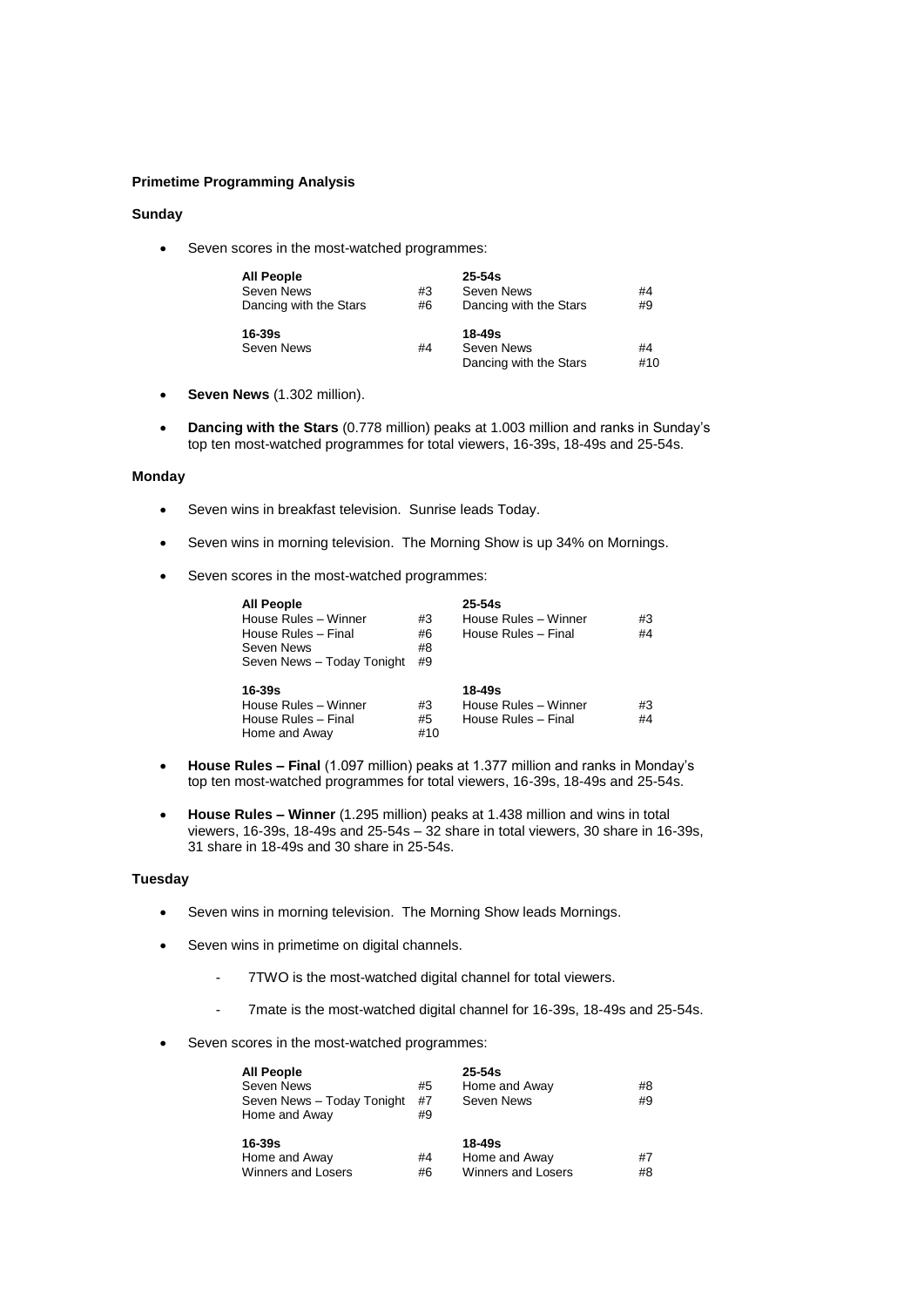**Primetime Programming Analysis**

**Sunday**

- Seven scores in the most-watched programmes:

| **All People** | | **25-54s** | |
|---|---|---|---|
| Seven News | #3 | Seven News | #4 |
| Dancing with the Stars | #6 | Dancing with the Stars | #9 |
| **16-39s** | | **18-49s** | |
| Seven News | #4 | Seven News | #4 |
| | | Dancing with the Stars | #10 |

- **Seven News** (1.302 million).
- **Dancing with the Stars** (0.778 million) peaks at 1.003 million and ranks in Sunday's top ten most-watched programmes for total viewers, 16-39s, 18-49s and 25-54s.

**Monday**

- Seven wins in breakfast television. Sunrise leads Today.
- Seven wins in morning television. The Morning Show is up 34% on Mornings.
- Seven scores in the most-watched programmes:

| **All People** | | **25-54s** | |
|---|---|---|---|
| House Rules – Winner | #3 | House Rules – Winner | #3 |
| House Rules – Final | #6 | House Rules – Final | #4 |
| Seven News | #8 | | |
| Seven News – Today Tonight | #9 | | |
| **16-39s** | | **18-49s** | |
| House Rules – Winner | #3 | House Rules – Winner | #3 |
| House Rules – Final | #5 | House Rules – Final | #4 |
| Home and Away | #10 | | |

- **House Rules – Final** (1.097 million) peaks at 1.377 million and ranks in Monday's top ten most-watched programmes for total viewers, 16-39s, 18-49s and 25-54s.
- **House Rules – Winner** (1.295 million) peaks at 1.438 million and wins in total viewers, 16-39s, 18-49s and 25-54s – 32 share in total viewers, 30 share in 16-39s, 31 share in 18-49s and 30 share in 25-54s.

**Tuesday**

- Seven wins in morning television. The Morning Show leads Mornings.
- Seven wins in primetime on digital channels.
  - 7TWO is the most-watched digital channel for total viewers.
  - 7mate is the most-watched digital channel for 16-39s, 18-49s and 25-54s.
- Seven scores in the most-watched programmes:

| **All People** | | **25-54s** | |
|---|---|---|---|
| Seven News | #5 | Home and Away | #8 |
| Seven News – Today Tonight | #7 | Seven News | #9 |
| Home and Away | #9 | | |
| **16-39s** | | **18-49s** | |
| Home and Away | #4 | Home and Away | #7 |
| Winners and Losers | #6 | Winners and Losers | #8 |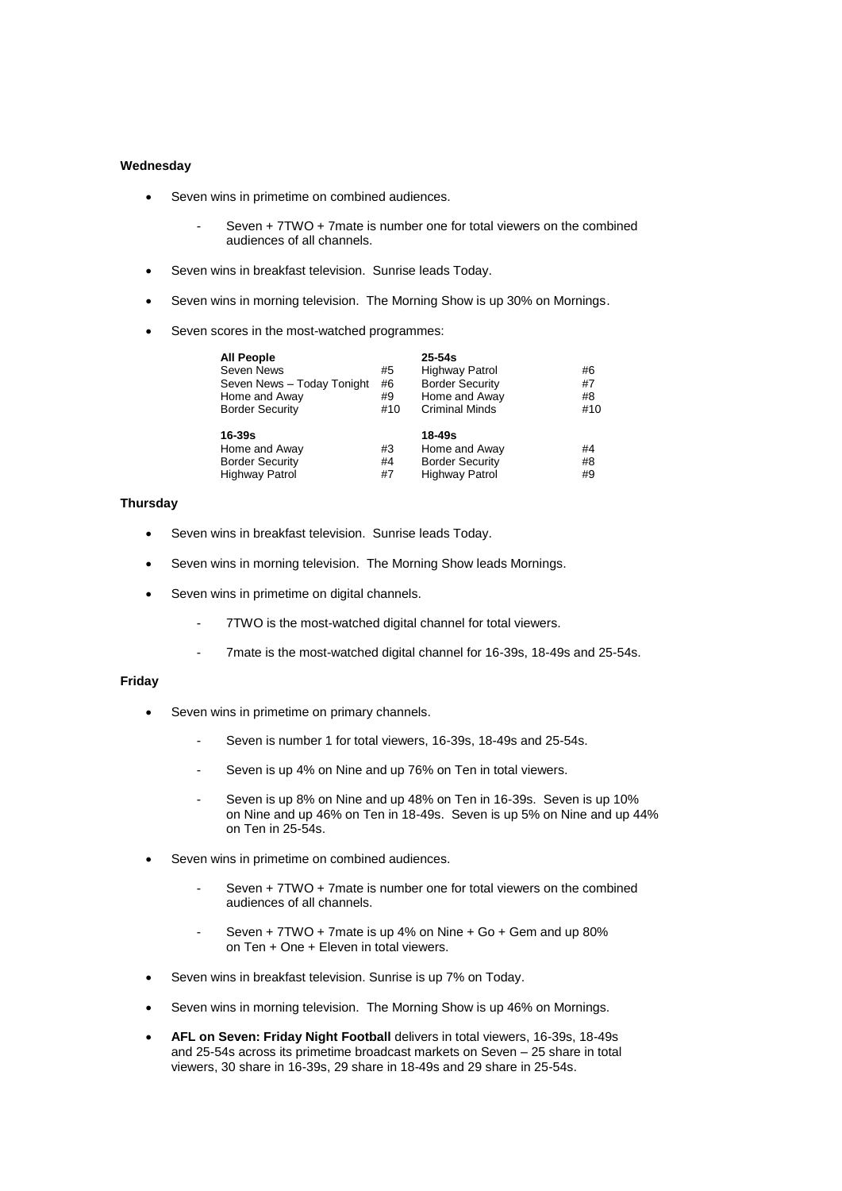**Wednesday**

- Seven wins in primetime on combined audiences.
  - Seven + 7TWO + 7mate is number one for total viewers on the combined audiences of all channels.
- Seven wins in breakfast television. Sunrise leads Today.
- Seven wins in morning television. The Morning Show is up 30% on Mornings.
- Seven scores in the most-watched programmes:

| All People | | 25-54s | |
|---|---|---|---|
| Seven News | #5 | Highway Patrol | #6 |
| Seven News – Today Tonight | #6 | Border Security | #7 |
| Home and Away | #9 | Home and Away | #8 |
| Border Security | #10 | Criminal Minds | #10 |
| **16-39s** | | **18-49s** | |
| Home and Away | #3 | Home and Away | #4 |
| Border Security | #4 | Border Security | #8 |
| Highway Patrol | #7 | Highway Patrol | #9 |

**Thursday**

- Seven wins in breakfast television. Sunrise leads Today.
- Seven wins in morning television. The Morning Show leads Mornings.
- Seven wins in primetime on digital channels.
  - 7TWO is the most-watched digital channel for total viewers.
  - 7mate is the most-watched digital channel for 16-39s, 18-49s and 25-54s.

**Friday**

- Seven wins in primetime on primary channels.
  - Seven is number 1 for total viewers, 16-39s, 18-49s and 25-54s.
  - Seven is up 4% on Nine and up 76% on Ten in total viewers.
  - Seven is up 8% on Nine and up 48% on Ten in 16-39s. Seven is up 10% on Nine and up 46% on Ten in 18-49s. Seven is up 5% on Nine and up 44% on Ten in 25-54s.
- Seven wins in primetime on combined audiences.
  - Seven + 7TWO + 7mate is number one for total viewers on the combined audiences of all channels.
  - Seven + 7TWO + 7mate is up 4% on Nine + Go + Gem and up 80% on Ten + One + Eleven in total viewers.
- Seven wins in breakfast television. Sunrise is up 7% on Today.
- Seven wins in morning television. The Morning Show is up 46% on Mornings.
- **AFL on Seven: Friday Night Football** delivers in total viewers, 16-39s, 18-49s and 25-54s across its primetime broadcast markets on Seven – 25 share in total viewers, 30 share in 16-39s, 29 share in 18-49s and 29 share in 25-54s.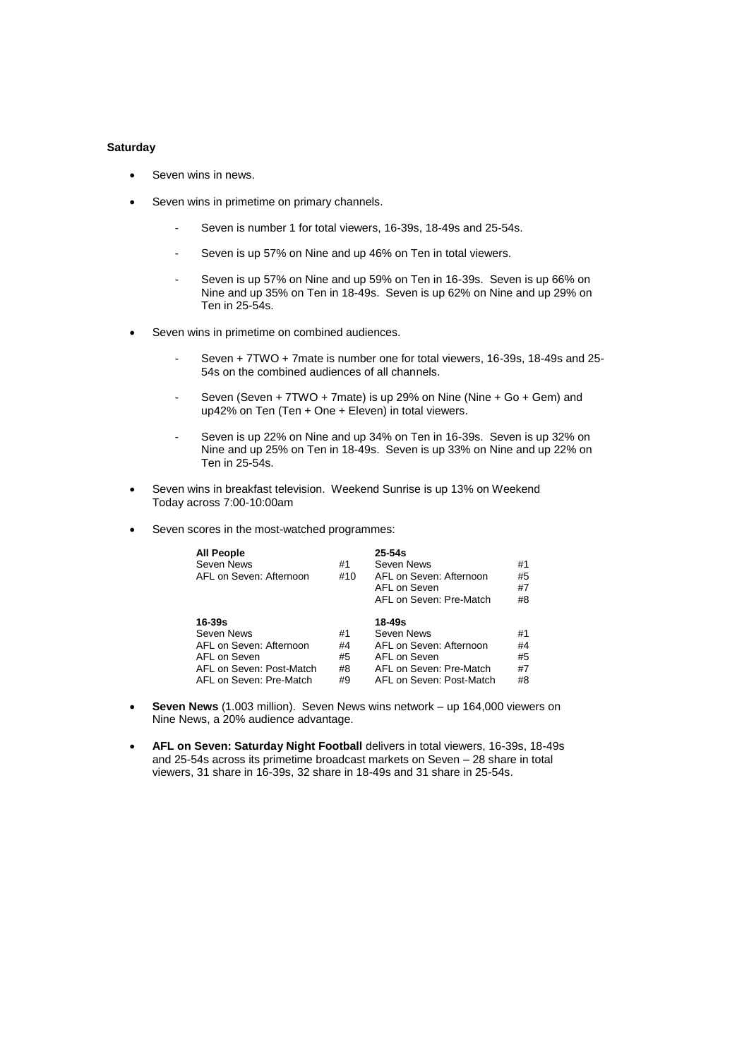**Saturday**

- Seven wins in news.
- Seven wins in primetime on primary channels.
  - Seven is number 1 for total viewers, 16-39s, 18-49s and 25-54s.
  - Seven is up 57% on Nine and up 46% on Ten in total viewers.
  - Seven is up 57% on Nine and up 59% on Ten in 16-39s. Seven is up 66% on Nine and up 35% on Ten in 18-49s. Seven is up 62% on Nine and up 29% on Ten in 25-54s.
- Seven wins in primetime on combined audiences.
  - Seven + 7TWO + 7mate is number one for total viewers, 16-39s, 18-49s and 25-54s on the combined audiences of all channels.
  - Seven (Seven + 7TWO + 7mate) is up 29% on Nine (Nine + Go + Gem) and up42% on Ten (Ten + One + Eleven) in total viewers.
  - Seven is up 22% on Nine and up 34% on Ten in 16-39s. Seven is up 32% on Nine and up 25% on Ten in 18-49s. Seven is up 33% on Nine and up 22% on Ten in 25-54s.
- Seven wins in breakfast television. Weekend Sunrise is up 13% on Weekend Today across 7:00-10:00am
- Seven scores in the most-watched programmes:

| **All People** | | **25-54s** | |
|---|---|---|---|
| Seven News | #1 | Seven News | #1 |
| AFL on Seven: Afternoon | #10 | AFL on Seven: Afternoon | #5 |
| | | AFL on Seven | #7 |
| | | AFL on Seven: Pre-Match | #8 |
| **16-39s** | | **18-49s** | |
| Seven News | #1 | Seven News | #1 |
| AFL on Seven: Afternoon | #4 | AFL on Seven: Afternoon | #4 |
| AFL on Seven | #5 | AFL on Seven | #5 |
| AFL on Seven: Post-Match | #8 | AFL on Seven: Pre-Match | #7 |
| AFL on Seven: Pre-Match | #9 | AFL on Seven: Post-Match | #8 |

- **Seven News** (1.003 million). Seven News wins network – up 164,000 viewers on Nine News, a 20% audience advantage.
- **AFL on Seven: Saturday Night Football** delivers in total viewers, 16-39s, 18-49s and 25-54s across its primetime broadcast markets on Seven – 28 share in total viewers, 31 share in 16-39s, 32 share in 18-49s and 31 share in 25-54s.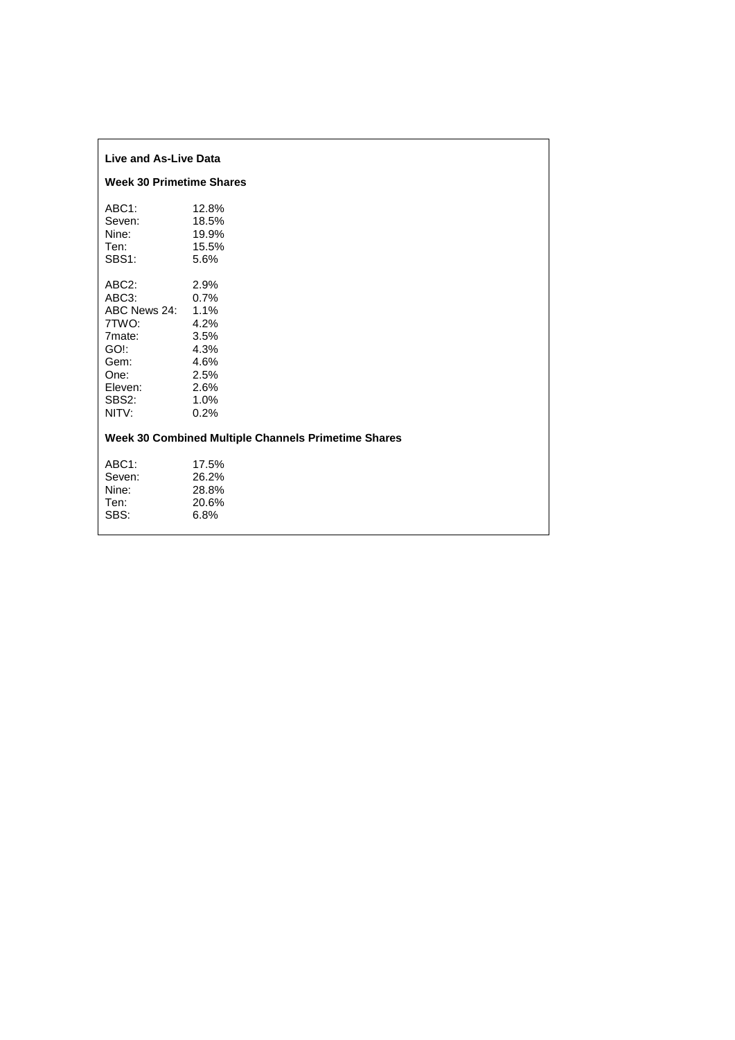**Live and As-Live Data**

**Week 30 Primetime Shares**

| | |
|---|---|
| ABC1: | 12.8% |
| Seven: | 18.5% |
| Nine: | 19.9% |
| Ten: | 15.5% |
| SBS1: | 5.6% |

| | |
|---|---|
| ABC2: | 2.9% |
| ABC3: | 0.7% |
| ABC News 24: | 1.1% |
| 7TWO: | 4.2% |
| 7mate: | 3.5% |
| GO!: | 4.3% |
| Gem: | 4.6% |
| One: | 2.5% |
| Eleven: | 2.6% |
| SBS2: | 1.0% |
| NITV: | 0.2% |

**Week 30 Combined Multiple Channels Primetime Shares**

| | |
|---|---|
| ABC1: | 17.5% |
| Seven: | 26.2% |
| Nine: | 28.8% |
| Ten: | 20.6% |
| SBS: | 6.8% |